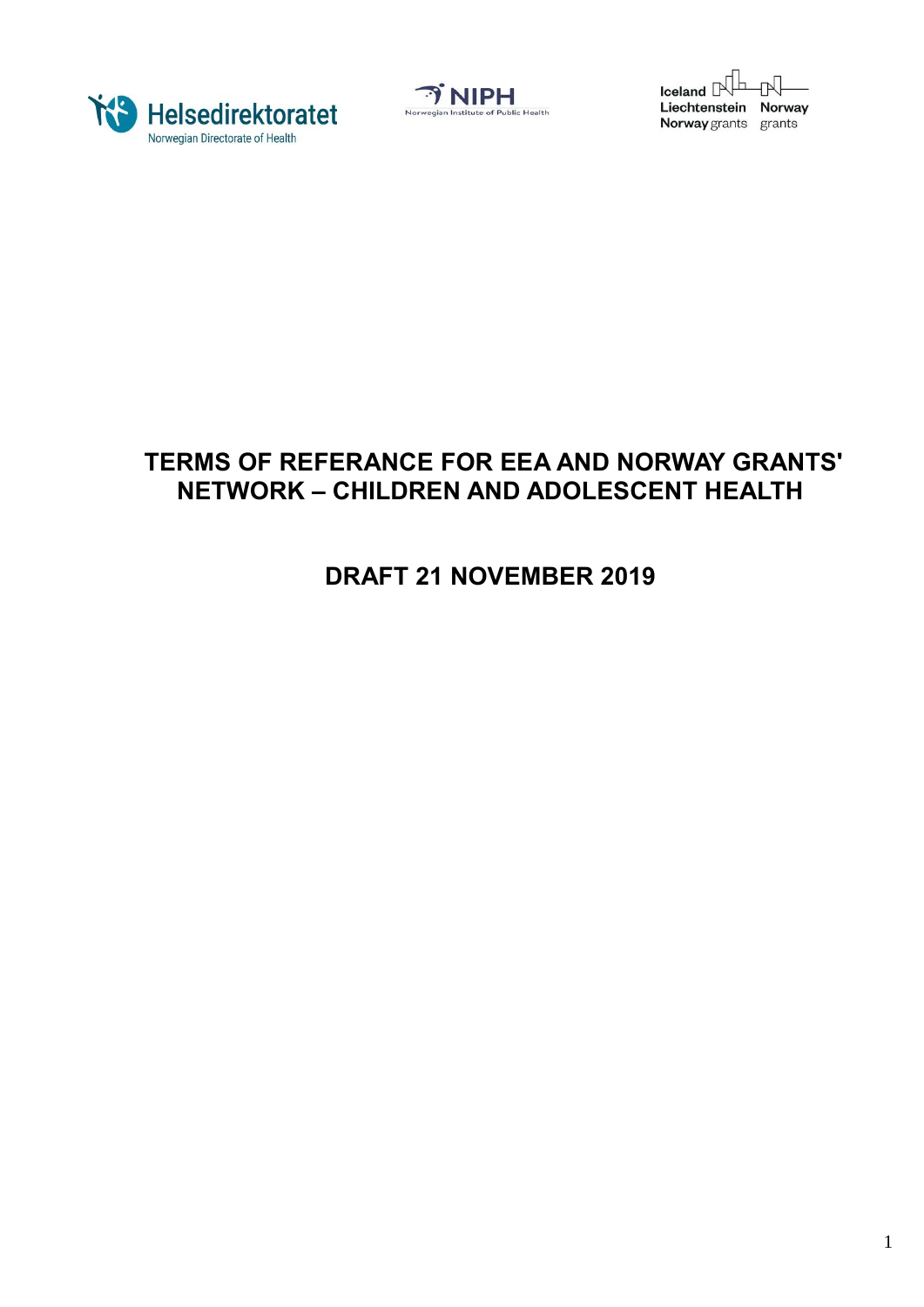Helsedirektoratet
Norwegian Directorate of Health

NIPH
Norwegian Institute of Public Health

Iceland Liechtenstein Norway grants
Norway grants

# TERMS OF REFERANCE FOR EEA AND NORWAY GRANTS' NETWORK – CHILDREN AND ADOLESCENT HEALTH

## DRAFT 21 NOVEMBER 2019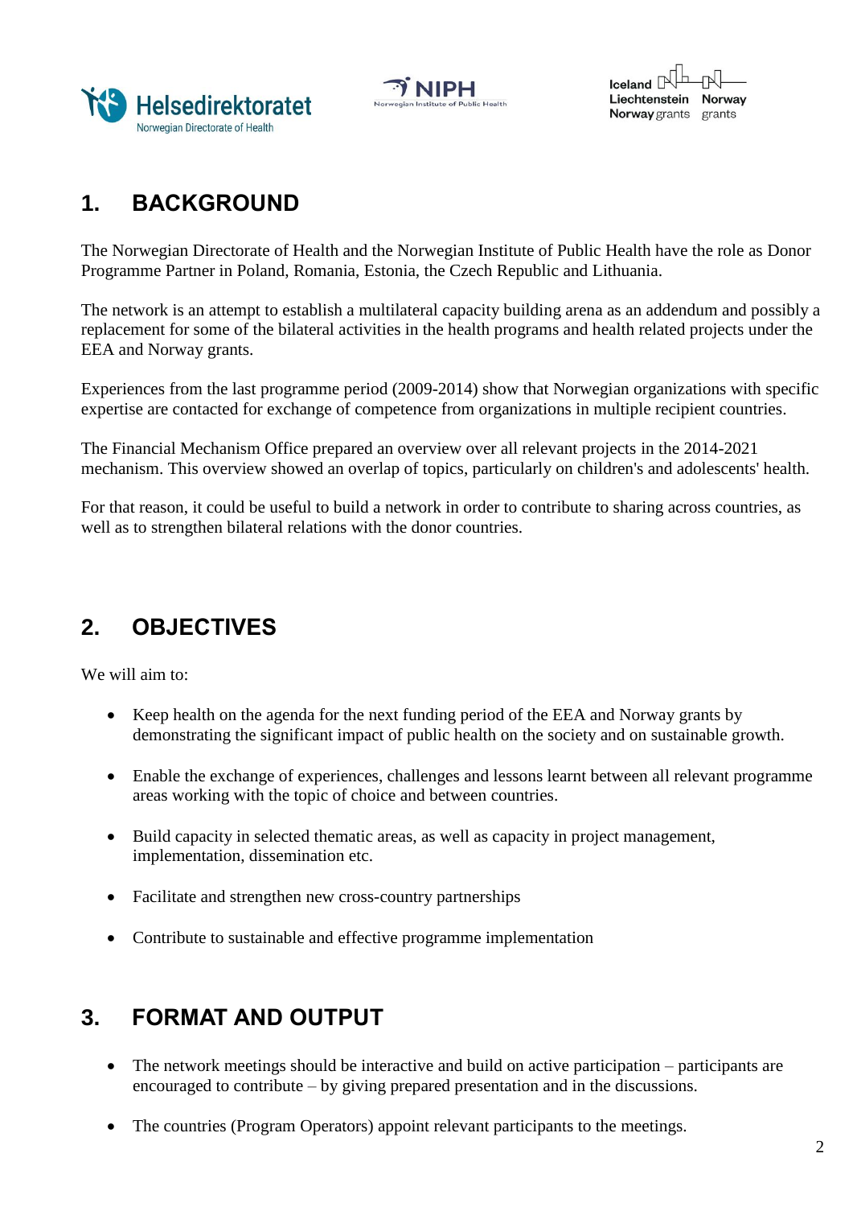## 1. BACKGROUND

The Norwegian Directorate of Health and the Norwegian Institute of Public Health have the role as Donor Programme Partner in Poland, Romania, Estonia, the Czech Republic and Lithuania.

The network is an attempt to establish a multilateral capacity building arena as an addendum and possibly a replacement for some of the bilateral activities in the health programs and health related projects under the EEA and Norway grants.

Experiences from the last programme period (2009-2014) show that Norwegian organizations with specific expertise are contacted for exchange of competence from organizations in multiple recipient countries.

The Financial Mechanism Office prepared an overview over all relevant projects in the 2014-2021 mechanism. This overview showed an overlap of topics, particularly on children's and adolescents' health.

For that reason, it could be useful to build a network in order to contribute to sharing across countries, as well as to strengthen bilateral relations with the donor countries.

## 2. OBJECTIVES

We will aim to:

- Keep health on the agenda for the next funding period of the EEA and Norway grants by demonstrating the significant impact of public health on the society and on sustainable growth.
- Enable the exchange of experiences, challenges and lessons learnt between all relevant programme areas working with the topic of choice and between countries.
- Build capacity in selected thematic areas, as well as capacity in project management, implementation, dissemination etc.
- Facilitate and strengthen new cross-country partnerships
- Contribute to sustainable and effective programme implementation

## 3. FORMAT AND OUTPUT

- The network meetings should be interactive and build on active participation – participants are encouraged to contribute – by giving prepared presentation and in the discussions.
- The countries (Program Operators) appoint relevant participants to the meetings.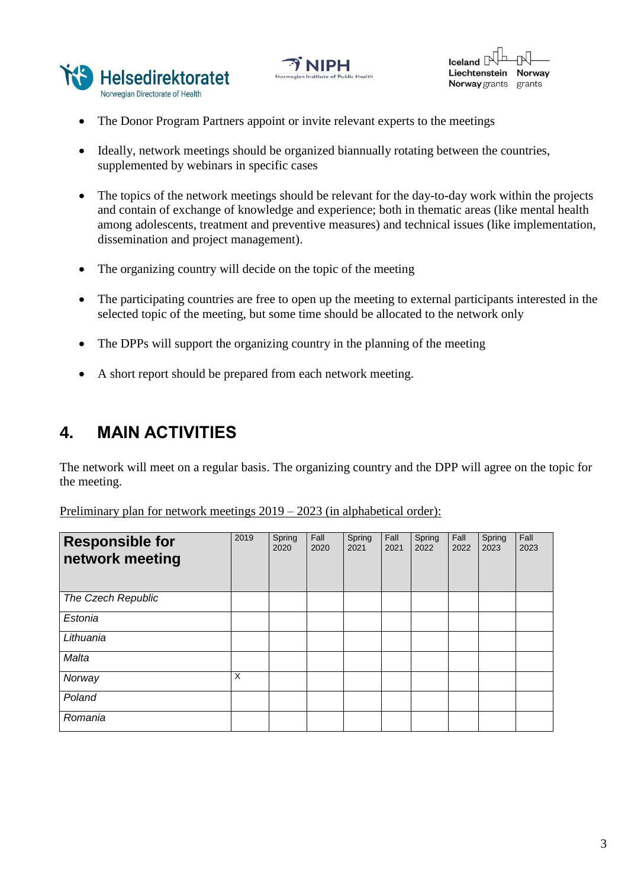- The Donor Program Partners appoint or invite relevant experts to the meetings
- Ideally, network meetings should be organized biannually rotating between the countries, supplemented by webinars in specific cases
- The topics of the network meetings should be relevant for the day-to-day work within the projects and contain of exchange of knowledge and experience; both in thematic areas (like mental health among adolescents, treatment and preventive measures) and technical issues (like implementation, dissemination and project management).
- The organizing country will decide on the topic of the meeting
- The participating countries are free to open up the meeting to external participants interested in the selected topic of the meeting, but some time should be allocated to the network only
- The DPPs will support the organizing country in the planning of the meeting
- A short report should be prepared from each network meeting.

## 4. MAIN ACTIVITIES

The network will meet on a regular basis. The organizing country and the DPP will agree on the topic for the meeting.

Preliminary plan for network meetings 2019 – 2023 (in alphabetical order):

| **Responsible for network meeting** | 2019 | Spring 2020 | Fall 2020 | Spring 2021 | Fall 2021 | Spring 2022 | Fall 2022 | Spring 2023 | Fall 2023 |
|---|---|---|---|---|---|---|---|---|---|
| *The Czech Republic* | | | | | | | | | |
| *Estonia* | | | | | | | | | |
| *Lithuania* | | | | | | | | | |
| *Malta* | | | | | | | | | |
| *Norway* | X | | | | | | | | |
| *Poland* | | | | | | | | | |
| *Romania* | | | | | | | | | |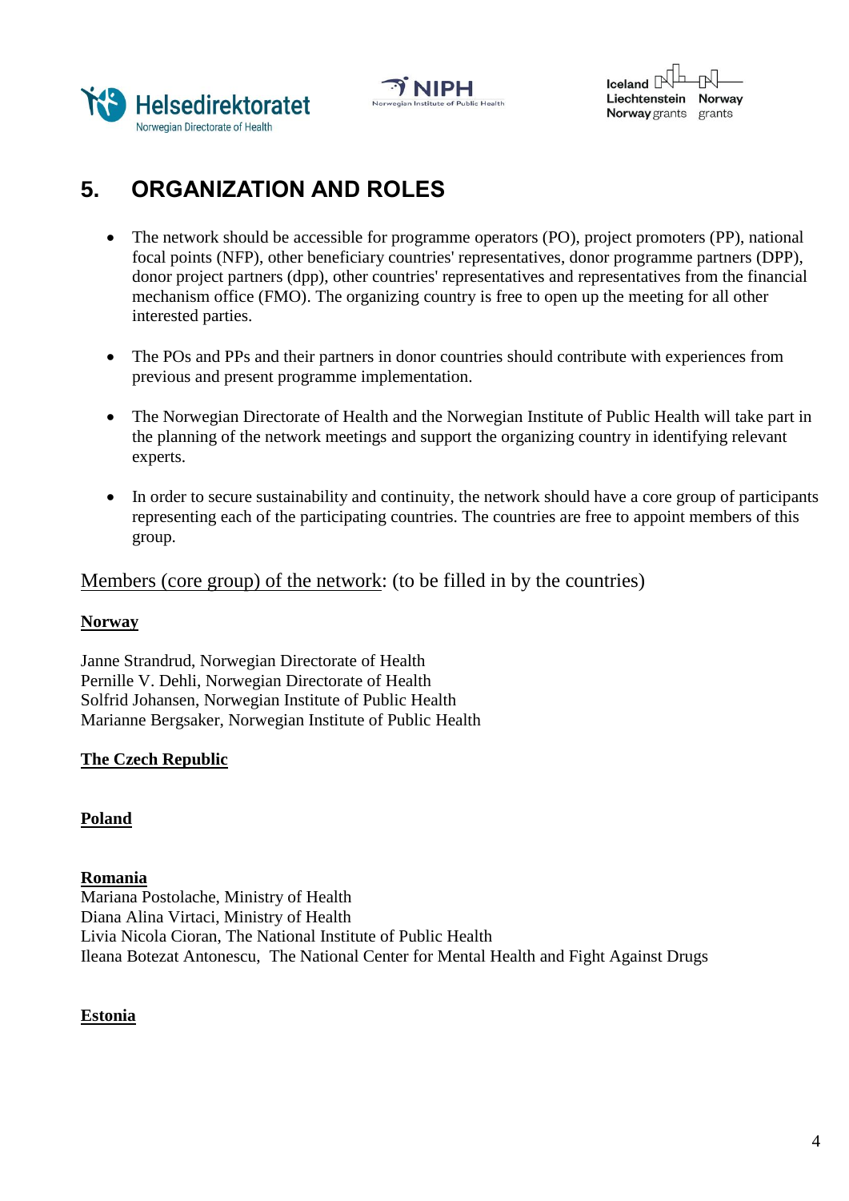## 5. ORGANIZATION AND ROLES

- The network should be accessible for programme operators (PO), project promoters (PP), national focal points (NFP), other beneficiary countries' representatives, donor programme partners (DPP), donor project partners (dpp), other countries' representatives and representatives from the financial mechanism office (FMO). The organizing country is free to open up the meeting for all other interested parties.

- The POs and PPs and their partners in donor countries should contribute with experiences from previous and present programme implementation.

- The Norwegian Directorate of Health and the Norwegian Institute of Public Health will take part in the planning of the network meetings and support the organizing country in identifying relevant experts.

- In order to secure sustainability and continuity, the network should have a core group of participants representing each of the participating countries. The countries are free to appoint members of this group.

<u>Members (core group) of the network</u>: (to be filled in by the countries)

**<u>Norway</u>**

Janne Strandrud, Norwegian Directorate of Health
Pernille V. Dehli, Norwegian Directorate of Health
Solfrid Johansen, Norwegian Institute of Public Health
Marianne Bergsaker, Norwegian Institute of Public Health

**<u>The Czech Republic</u>**

**<u>Poland</u>**

**<u>Romania</u>**

Mariana Postolache, Ministry of Health
Diana Alina Virtaci, Ministry of Health
Livia Nicola Cioran, The National Institute of Public Health
Ileana Botezat Antonescu, The National Center for Mental Health and Fight Against Drugs

**<u>Estonia</u>**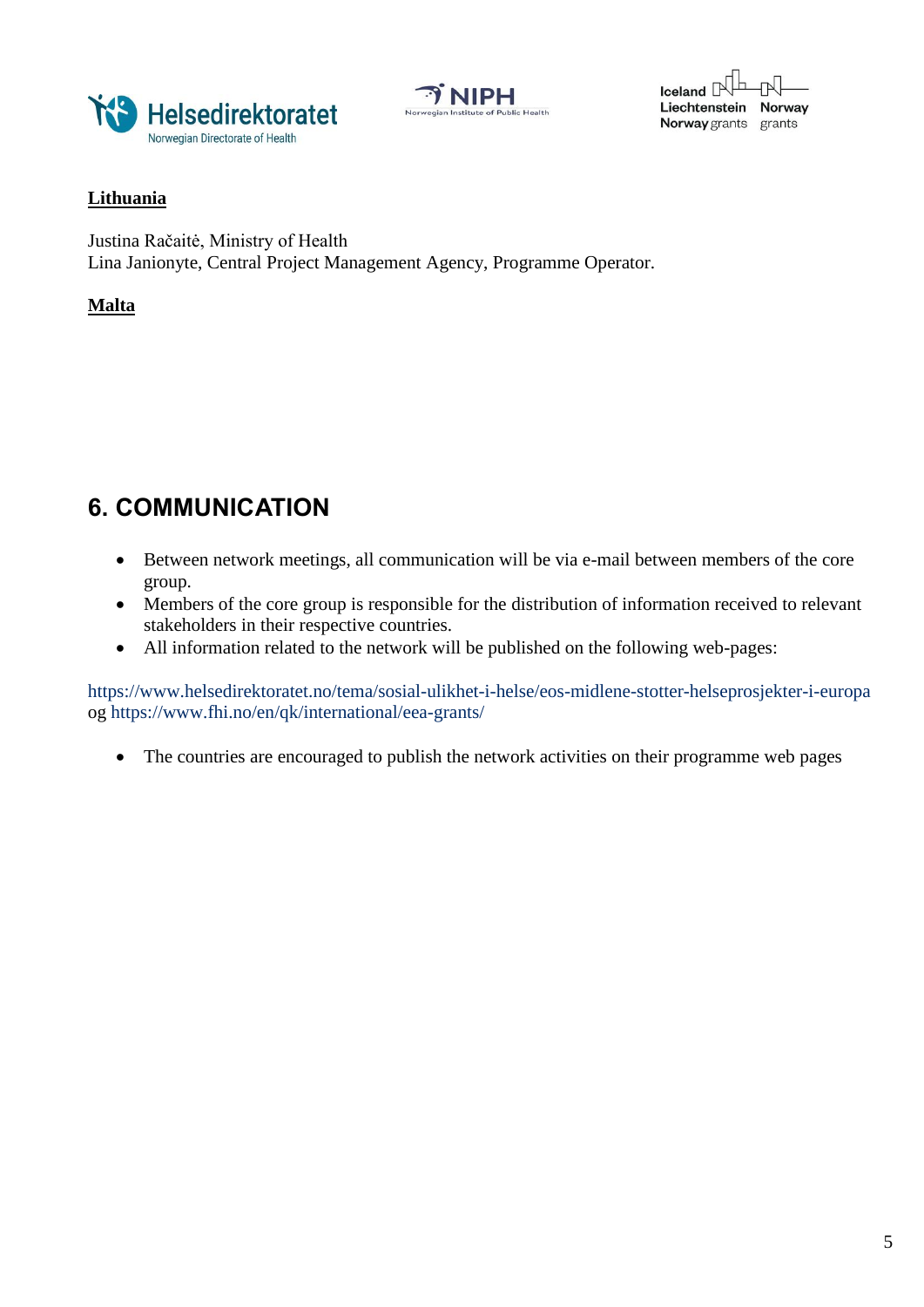**Lithuania**

Justina Račaitė, Ministry of Health
Lina Janionyte, Central Project Management Agency, Programme Operator.

**Malta**

## 6. COMMUNICATION

- Between network meetings, all communication will be via e-mail between members of the core group.
- Members of the core group is responsible for the distribution of information received to relevant stakeholders in their respective countries.
- All information related to the network will be published on the following web-pages:

https://www.helsedirektoratet.no/tema/sosial-ulikhet-i-helse/eos-midlene-stotter-helseprosjekter-i-europa og https://www.fhi.no/en/qk/international/eea-grants/

- The countries are encouraged to publish the network activities on their programme web pages